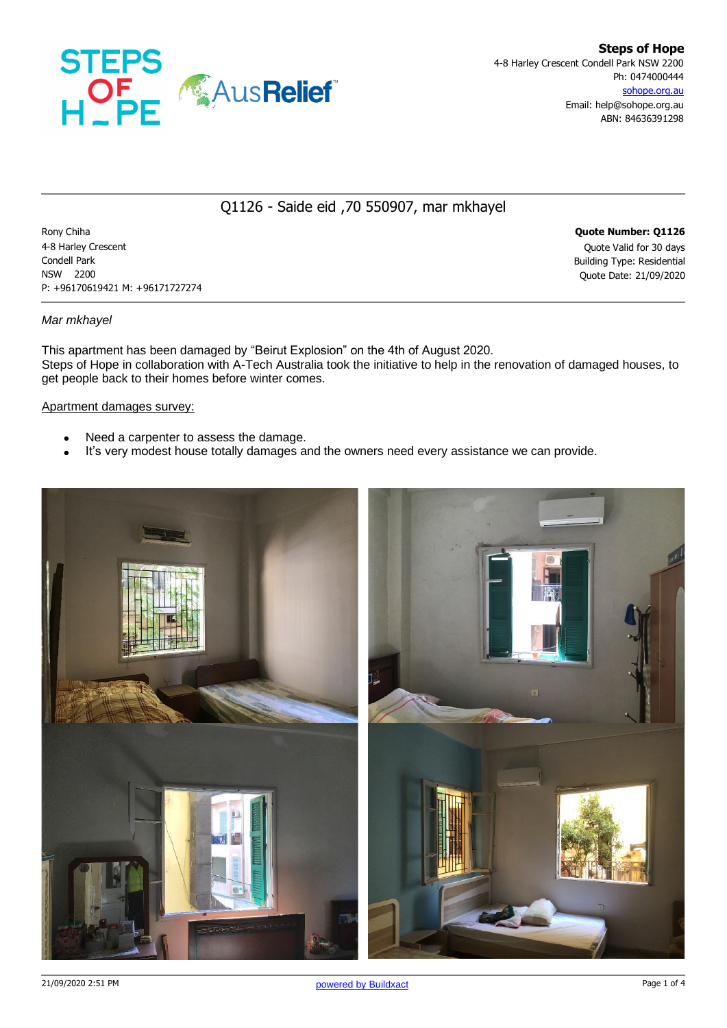**Steps of Hope**
4-8 Harley Crescent Condell Park NSW 2200
Ph: 0474000444
sohope.org.au
Email: help@sohope.org.au
ABN: 84636391298

# Q1126 - Saide eid ,70 550907, mar mkhayel

Rony Chiha
4-8 Harley Crescent
Condell Park
NSW 2200
P: +96170619421 M: +96171727274

**Quote Number: Q1126**
Quote Valid for 30 days
Building Type: Residential
Quote Date: 21/09/2020

*Mar mkhayel*

This apartment has been damaged by "Beirut Explosion" on the 4th of August 2020.
Steps of Hope in collaboration with A-Tech Australia took the initiative to help in the renovation of damaged houses, to get people back to their homes before winter comes.

Apartment damages survey:

- Need a carpenter to assess the damage.
- It's very modest house totally damages and the owners need every assistance we can provide.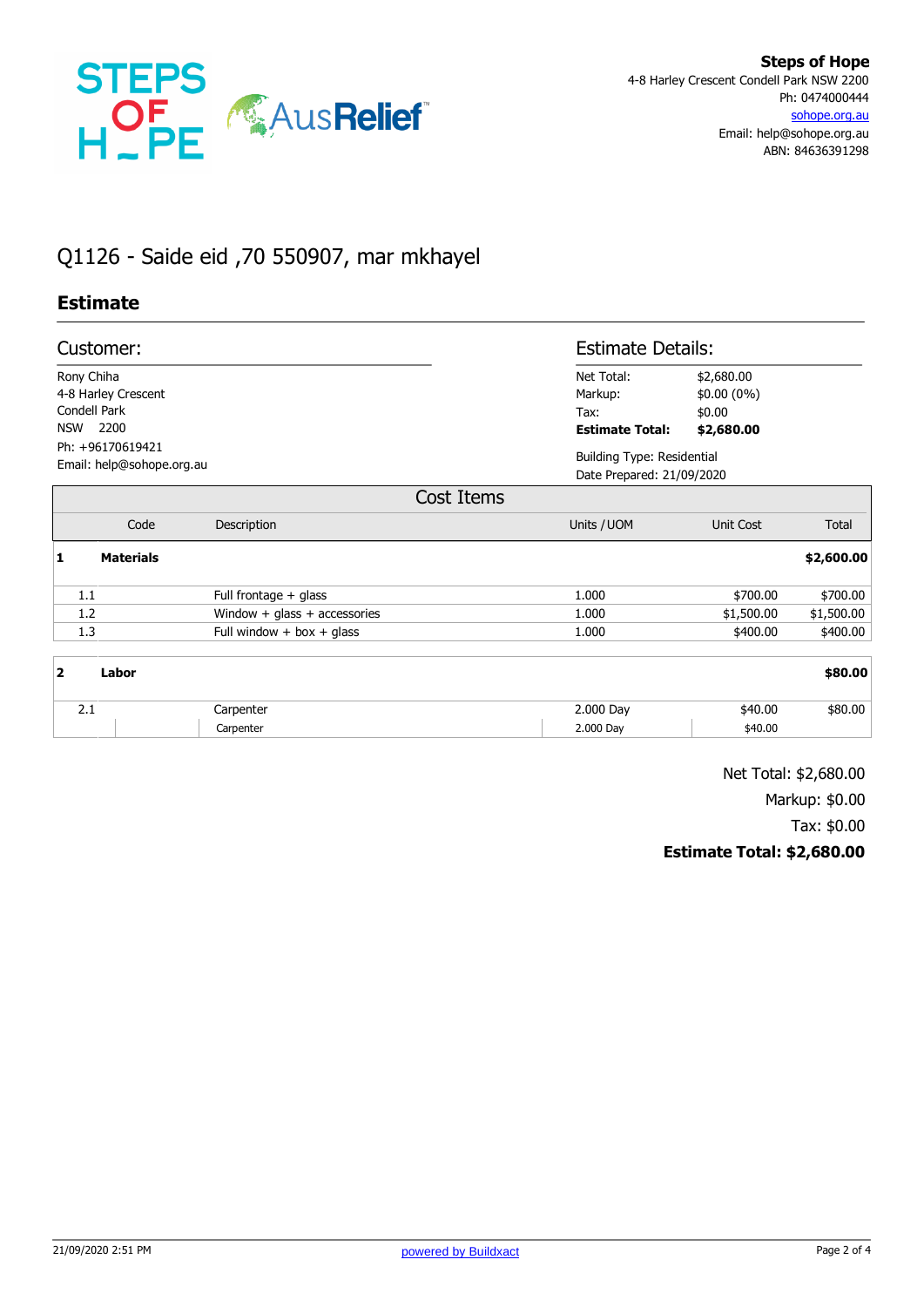**Steps of Hope**
4-8 Harley Crescent Condell Park NSW 2200
Ph: 0474000444
sohope.org.au
Email: help@sohope.org.au
ABN: 84636391298

# Q1126 - Saide eid ,70 550907, mar mkhayel

## Estimate

### Customer:

Rony Chiha
4-8 Harley Crescent
Condell Park
NSW 2200
Ph: +96170619421
Email: help@sohope.org.au

### Estimate Details:

| | |
|---|---|
| Net Total: | $2,680.00 |
| Markup: | $0.00 (0%) |
| Tax: | $0.00 |
| **Estimate Total:** | **$2,680.00** |

Building Type: Residential
Date Prepared: 21/09/2020

### Cost Items

| | Code | Description | Units / UOM | Unit Cost | Total |
|---|---|---|---|---|---|
| **1** | **Materials** | | | | **$2,600.00** |
| 1.1 | | Full frontage + glass | 1.000 | $700.00 | $700.00 |
| 1.2 | | Window + glass + accessories | 1.000 | $1,500.00 | $1,500.00 |
| 1.3 | | Full window + box + glass | 1.000 | $400.00 | $400.00 |
| **2** | **Labor** | | | | **$80.00** |
| 2.1 | | Carpenter | 2.000 Day | $40.00 | $80.00 |
| | | Carpenter | 2.000 Day | $40.00 | |

Net Total: $2,680.00
Markup: $0.00
Tax: $0.00
**Estimate Total: $2,680.00**

21/09/2020 2:51 PM

powered by Buildxact